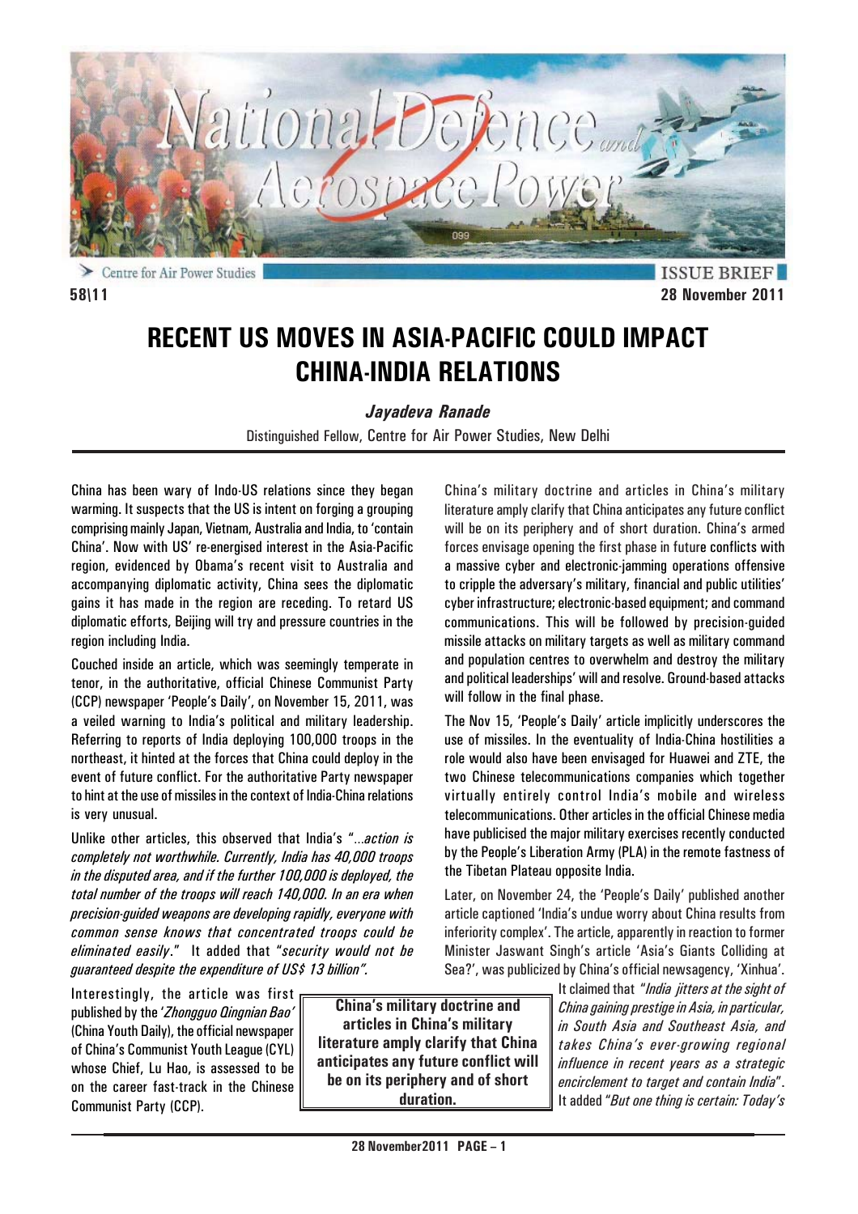Centre for Air Power Studies

ISSUE BRIEF

58\11

28 November 2011

# RECENT US MOVES IN ASIA-PACIFIC COULD IMPACT CHINA-INDIA RELATIONS

***Jayadeva Ranade***

Distinguished Fellow, Centre for Air Power Studies, New Delhi

China has been wary of Indo-US relations since they began warming. It suspects that the US is intent on forging a grouping comprising mainly Japan, Vietnam, Australia and India, to 'contain China'. Now with US' re-energised interest in the Asia-Pacific region, evidenced by Obama's recent visit to Australia and accompanying diplomatic activity, China sees the diplomatic gains it has made in the region are receding. To retard US diplomatic efforts, Beijing will try and pressure countries in the region including India.

Couched inside an article, which was seemingly temperate in tenor, in the authoritative, official Chinese Communist Party (CCP) newspaper 'People's Daily', on November 15, 2011, was a veiled warning to India's political and military leadership. Referring to reports of India deploying 100,000 troops in the northeast, it hinted at the forces that China could deploy in the event of future conflict. For the authoritative Party newspaper to hint at the use of missiles in the context of India-China relations is very unusual.

Unlike other articles, this observed that India's "*...action is completely not worthwhile. Currently, India has 40,000 troops in the disputed area, and if the further 100,000 is deployed, the total number of the troops will reach 140,000. In an era when precision-guided weapons are developing rapidly, everyone with common sense knows that concentrated troops could be eliminated easily*." It added that "*security would not be guaranteed despite the expenditure of US$ 13 billion"*.

Interestingly, the article was first published by the '*Zhongguo Qingnian Bao'* (China Youth Daily), the official newspaper of China's Communist Youth League (CYL) whose Chief, Lu Hao, is assessed to be on the career fast-track in the Chinese Communist Party (CCP).

China's military doctrine and articles in China's military literature amply clarify that China anticipates any future conflict will be on its periphery and of short duration. China's armed forces envisage opening the first phase in future conflicts with a massive cyber and electronic-jamming operations offensive to cripple the adversary's military, financial and public utilities' cyber infrastructure; electronic-based equipment; and command communications. This will be followed by precision-guided missile attacks on military targets as well as military command and population centres to overwhelm and destroy the military and political leaderships' will and resolve. Ground-based attacks will follow in the final phase.

**China's military doctrine and articles in China's military literature amply clarify that China anticipates any future conflict will be on its periphery and of short duration.**

The Nov 15, 'People's Daily' article implicitly underscores the use of missiles. In the eventuality of India-China hostilities a role would also have been envisaged for Huawei and ZTE, the two Chinese telecommunications companies which together virtually entirely control India's mobile and wireless telecommunications. Other articles in the official Chinese media have publicised the major military exercises recently conducted by the People's Liberation Army (PLA) in the remote fastness of the Tibetan Plateau opposite India.

Later, on November 24, the 'People's Daily' published another article captioned 'India's undue worry about China results from inferiority complex'. The article, apparently in reaction to former Minister Jaswant Singh's article 'Asia's Giants Colliding at Sea?', was publicized by China's official newsagency, 'Xinhua'. It claimed that "*India jitters at the sight of China gaining prestige in Asia, in particular, in South Asia and Southeast Asia, and takes China's ever-growing regional influence in recent years as a strategic encirclement to target and contain India*". It added "*But one thing is certain: Today's*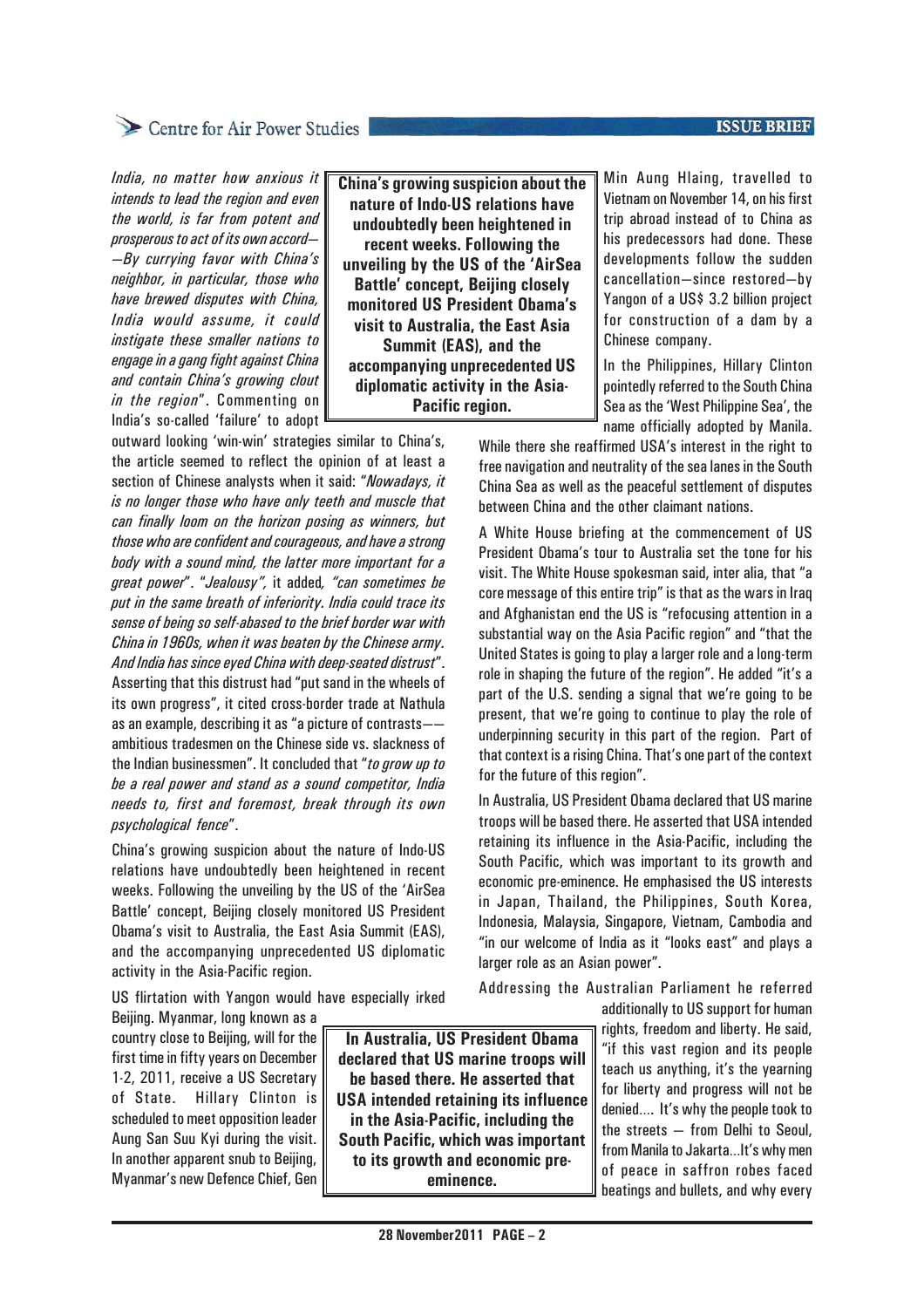*India, no matter how anxious it intends to lead the region and even the world, is far from potent and prosperous to act of its own accord——By currying favor with China's neighbor, in particular, those who have brewed disputes with China, India would assume, it could instigate these smaller nations to engage in a gang fight against China and contain China's growing clout in the region*". Commenting on India's so-called 'failure' to adopt outward looking 'win-win' strategies similar to China's, the article seemed to reflect the opinion of at least a section of Chinese analysts when it said: "*Nowadays, it is no longer those who have only teeth and muscle that can finally loom on the horizon posing as winners, but those who are confident and courageous, and have a strong body with a sound mind, the latter more important for a great power*". "*Jealousy*", it added*, "can sometimes be put in the same breath of inferiority. India could trace its sense of being so self-abased to the brief border war with China in 1960s, when it was beaten by the Chinese army. And India has since eyed China with deep-seated distrust*". Asserting that this distrust had "put sand in the wheels of its own progress", it cited cross-border trade at Nathula as an example, describing it as "a picture of contrasts——ambitious tradesmen on the Chinese side vs. slackness of the Indian businessmen". It concluded that "*to grow up to be a real power and stand as a sound competitor, India needs to, first and foremost, break through its own psychological fence*".

China's growing suspicion about the nature of Indo-US relations have undoubtedly been heightened in recent weeks. Following the unveiling by the US of the 'AirSea Battle' concept, Beijing closely monitored US President Obama's visit to Australia, the East Asia Summit (EAS), and the accompanying unprecedented US diplomatic activity in the Asia-Pacific region.

US flirtation with Yangon would have especially irked Beijing. Myanmar, long known as a country close to Beijing, will for the first time in fifty years on December 1-2, 2011, receive a US Secretary of State. Hillary Clinton is scheduled to meet opposition leader Aung San Suu Kyi during the visit. In another apparent snub to Beijing, Myanmar's new Defence Chief, Gen Min Aung Hlaing, travelled to Vietnam on November 14, on his first trip abroad instead of to China as his predecessors had done. These developments follow the sudden cancellation—since restored—by Yangon of a US$ 3.2 billion project for construction of a dam by a Chinese company.

In the Philippines, Hillary Clinton pointedly referred to the South China Sea as the 'West Philippine Sea', the name officially adopted by Manila. While there she reaffirmed USA's interest in the right to free navigation and neutrality of the sea lanes in the South China Sea as well as the peaceful settlement of disputes between China and the other claimant nations.

A White House briefing at the commencement of US President Obama's tour to Australia set the tone for his visit. The White House spokesman said, inter alia, that "a core message of this entire trip" is that as the wars in Iraq and Afghanistan end the US is "refocusing attention in a substantial way on the Asia Pacific region" and "that the United States is going to play a larger role and a long-term role in shaping the future of the region". He added "it's a part of the U.S. sending a signal that we're going to be present, that we're going to continue to play the role of underpinning security in this part of the region. Part of that context is a rising China. That's one part of the context for the future of this region".

In Australia, US President Obama declared that US marine troops will be based there. He asserted that USA intended retaining its influence in the Asia-Pacific, including the South Pacific, which was important to its growth and economic pre-eminence. He emphasised the US interests in Japan, Thailand, the Philippines, South Korea, Indonesia, Malaysia, Singapore, Vietnam, Cambodia and "in our welcome of India as it "looks east" and plays a larger role as an Asian power".

Addressing the Australian Parliament he referred additionally to US support for human rights, freedom and liberty. He said, "if this vast region and its people teach us anything, it's the yearning for liberty and progress will not be denied.... It's why the people took to the streets — from Delhi to Seoul, from Manila to Jakarta...It's why men of peace in saffron robes faced beatings and bullets, and why every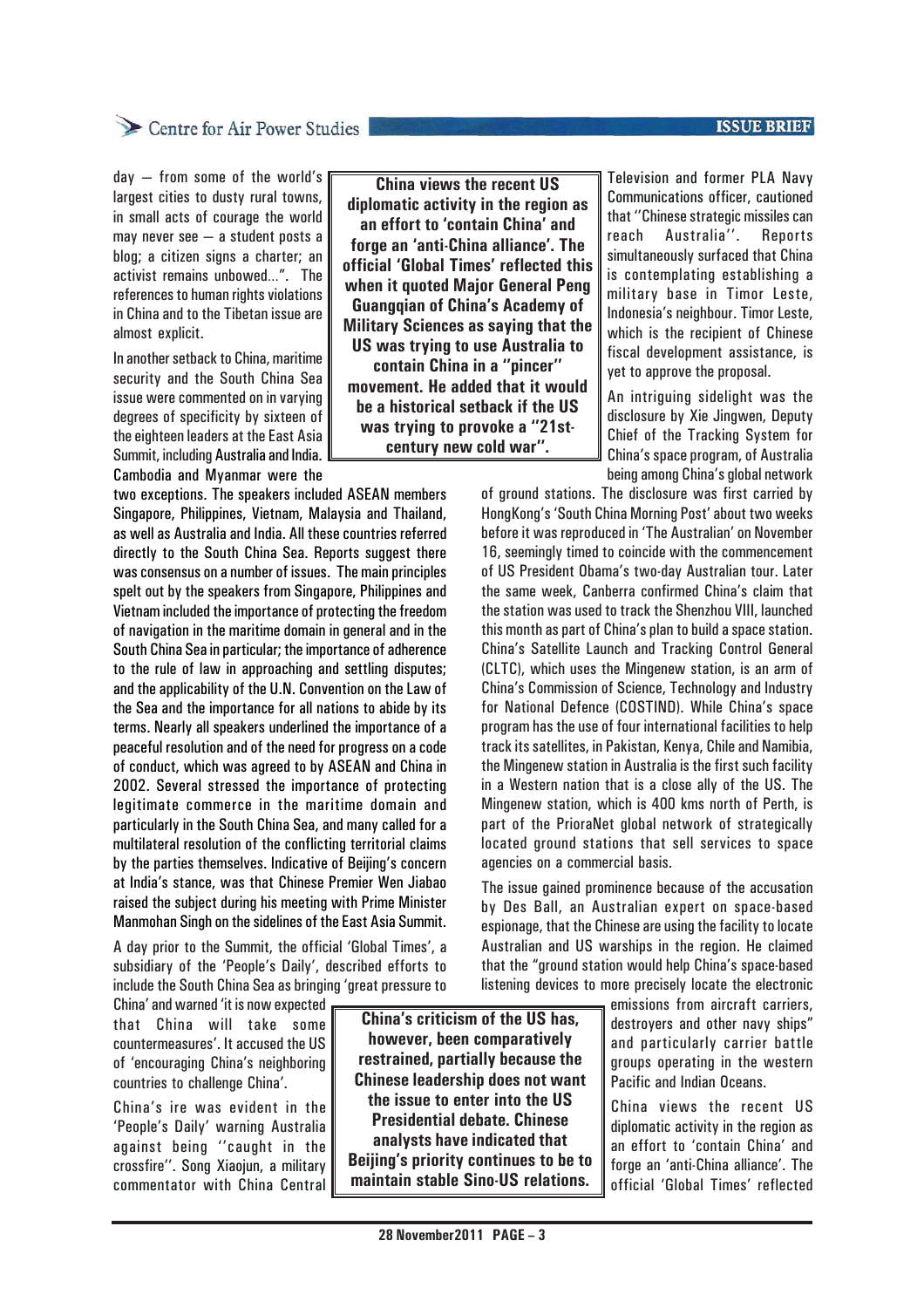day – from some of the world's largest cities to dusty rural towns, in small acts of courage the world may never see – a student posts a blog; a citizen signs a charter; an activist remains unbowed...". The references to human rights violations in China and to the Tibetan issue are almost explicit.

In another setback to China, maritime security and the South China Sea issue were commented on in varying degrees of specificity by sixteen of the eighteen leaders at the East Asia Summit, including Australia and India. Cambodia and Myanmar were the two exceptions. The speakers included ASEAN members Singapore, Philippines, Vietnam, Malaysia and Thailand, as well as Australia and India. All these countries referred directly to the South China Sea. Reports suggest there was consensus on a number of issues. The main principles spelt out by the speakers from Singapore, Philippines and Vietnam included the importance of protecting the freedom of navigation in the maritime domain in general and in the South China Sea in particular; the importance of adherence to the rule of law in approaching and settling disputes; and the applicability of the U.N. Convention on the Law of the Sea and the importance for all nations to abide by its terms. Nearly all speakers underlined the importance of a peaceful resolution and of the need for progress on a code of conduct, which was agreed to by ASEAN and China in 2002. Several stressed the importance of protecting legitimate commerce in the maritime domain and particularly in the South China Sea, and many called for a multilateral resolution of the conflicting territorial claims by the parties themselves. Indicative of Beijing's concern at India's stance, was that Chinese Premier Wen Jiabao raised the subject during his meeting with Prime Minister Manmohan Singh on the sidelines of the East Asia Summit.

A day prior to the Summit, the official 'Global Times', a subsidiary of the 'People's Daily', described efforts to include the South China Sea as bringing 'great pressure to China' and warned 'it is now expected that China will take some countermeasures'. It accused the US of 'encouraging China's neighboring countries to challenge China'.

**China's criticism of the US has, however, been comparatively restrained, partially because the Chinese leadership does not want the issue to enter into the US Presidential debate. Chinese analysts have indicated that Beijing's priority continues to be to maintain stable Sino-US relations.**

China's ire was evident in the 'People's Daily' warning Australia against being "caught in the crossfire". Song Xiaojun, a military commentator with China Central Television and former PLA Navy Communications officer, cautioned that "Chinese strategic missiles can reach Australia". Reports simultaneously surfaced that China is contemplating establishing a military base in Timor Leste, Indonesia's neighbour. Timor Leste, which is the recipient of Chinese fiscal development assistance, is yet to approve the proposal.

**China views the recent US diplomatic activity in the region as an effort to 'contain China' and forge an 'anti-China alliance'. The official 'Global Times' reflected this when it quoted Major General Peng Guangqian of China's Academy of Military Sciences as saying that the US was trying to use Australia to contain China in a "pincer" movement. He added that it would be a historical setback if the US was trying to provoke a "21st-century new cold war".**

An intriguing sidelight was the disclosure by Xie Jingwen, Deputy Chief of the Tracking System for China's space program, of Australia being among China's global network of ground stations. The disclosure was first carried by HongKong's 'South China Morning Post' about two weeks before it was reproduced in 'The Australian' on November 16, seemingly timed to coincide with the commencement of US President Obama's two-day Australian tour. Later the same week, Canberra confirmed China's claim that the station was used to track the Shenzhou VIII, launched this month as part of China's plan to build a space station. China's Satellite Launch and Tracking Control General (CLTC), which uses the Mingenew station, is an arm of China's Commission of Science, Technology and Industry for National Defence (COSTIND). While China's space program has the use of four international facilities to help track its satellites, in Pakistan, Kenya, Chile and Namibia, the Mingenew station in Australia is the first such facility in a Western nation that is a close ally of the US. The Mingenew station, which is 400 kms north of Perth, is part of the PrioraNet global network of strategically located ground stations that sell services to space agencies on a commercial basis.

The issue gained prominence because of the accusation by Des Ball, an Australian expert on space-based espionage, that the Chinese are using the facility to locate Australian and US warships in the region. He claimed that the "ground station would help China's space-based listening devices to more precisely locate the electronic emissions from aircraft carriers, destroyers and other navy ships" and particularly carrier battle groups operating in the western Pacific and Indian Oceans.

China views the recent US diplomatic activity in the region as an effort to 'contain China' and forge an 'anti-China alliance'. The official 'Global Times' reflected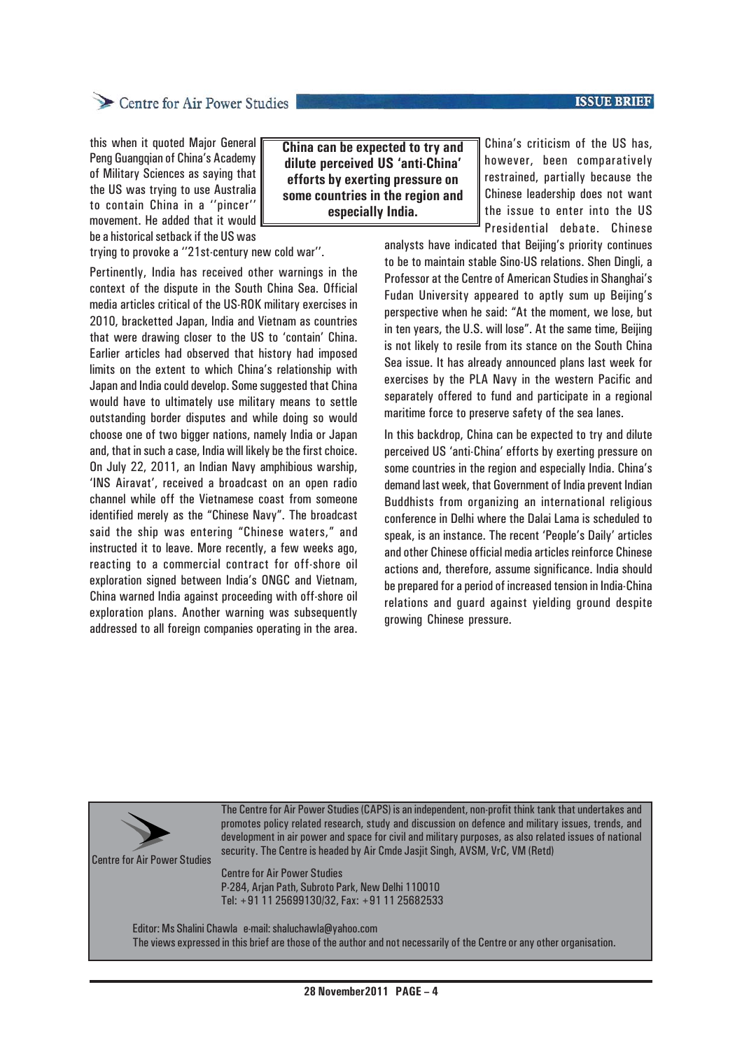this when it quoted Major General Peng Guangqian of China's Academy of Military Sciences as saying that the US was trying to use Australia to contain China in a ''pincer'' movement. He added that it would be a historical setback if the US was trying to provoke a ''21st-century new cold war''.

Pertinently, India has received other warnings in the context of the dispute in the South China Sea. Official media articles critical of the US-ROK military exercises in 2010, bracketted Japan, India and Vietnam as countries that were drawing closer to the US to 'contain' China. Earlier articles had observed that history had imposed limits on the extent to which China's relationship with Japan and India could develop. Some suggested that China would have to ultimately use military means to settle outstanding border disputes and while doing so would choose one of two bigger nations, namely India or Japan and, that in such a case, India will likely be the first choice. On July 22, 2011, an Indian Navy amphibious warship, 'INS Airavat', received a broadcast on an open radio channel while off the Vietnamese coast from someone identified merely as the "Chinese Navy". The broadcast said the ship was entering "Chinese waters," and instructed it to leave. More recently, a few weeks ago, reacting to a commercial contract for off-shore oil exploration signed between India's ONGC and Vietnam, China warned India against proceeding with off-shore oil exploration plans. Another warning was subsequently addressed to all foreign companies operating in the area.

**China can be expected to try and dilute perceived US 'anti-China' efforts by exerting pressure on some countries in the region and especially India.**

China's criticism of the US has, however, been comparatively restrained, partially because the Chinese leadership does not want the issue to enter into the US Presidential debate. Chinese analysts have indicated that Beijing's priority continues to be to maintain stable Sino-US relations. Shen Dingli, a Professor at the Centre of American Studies in Shanghai's Fudan University appeared to aptly sum up Beijing's perspective when he said: "At the moment, we lose, but in ten years, the U.S. will lose". At the same time, Beijing is not likely to resile from its stance on the South China Sea issue. It has already announced plans last week for exercises by the PLA Navy in the western Pacific and separately offered to fund and participate in a regional maritime force to preserve safety of the sea lanes.

In this backdrop, China can be expected to try and dilute perceived US 'anti-China' efforts by exerting pressure on some countries in the region and especially India. China's demand last week, that Government of India prevent Indian Buddhists from organizing an international religious conference in Delhi where the Dalai Lama is scheduled to speak, is an instance. The recent 'People's Daily' articles and other Chinese official media articles reinforce Chinese actions and, therefore, assume significance. India should be prepared for a period of increased tension in India-China relations and guard against yielding ground despite growing Chinese pressure.

---

Centre for Air Power Studies

The Centre for Air Power Studies (CAPS) is an independent, non-profit think tank that undertakes and promotes policy related research, study and discussion on defence and military issues, trends, and development in air power and space for civil and military purposes, as also related issues of national security. The Centre is headed by Air Cmde Jasjit Singh, AVSM, VrC, VM (Retd)

Centre for Air Power Studies
P-284, Arjan Path, Subroto Park, New Delhi 110010
Tel: +91 11 25699130/32, Fax: +91 11 25682533

Editor: Ms Shalini Chawla e-mail: shaluchawla@yahoo.com
The views expressed in this brief are those of the author and not necessarily of the Centre or any other organisation.